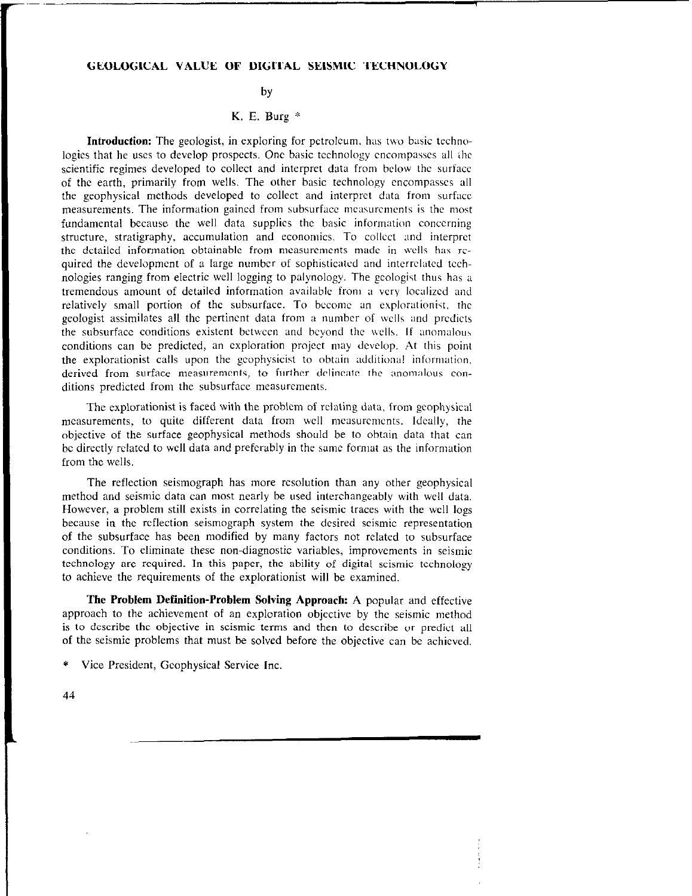# GEOLOGICAL VALUE OF DIGITAL SEISMIC TECHNOLOGY

by

K. E. Burg *

**Introduction:** The geologist, in exploring for petroleum, has two basic technologies that he uses to develop prospects. One basic technology encompasses all the scientific regimes developed to collect and interpret data from below the surface of the earth, primarily from wells. The other basic technology encompasses all the geophysical methods developed to collect and interpret data from surface measurements. The information gained from subsurface measurements is the most fundamental because the well data supplies the basic information concerning structure, stratigraphy, accumulation and economics. To collect and interpret the detailed information obtainable from measurements made in wells has required the development of a large number of sophisticated and interrelated technologies ranging from electric well logging to palynology. The geologist thus has a tremendous amount of detailed information available from a very localized and relatively small portion of the subsurface. To become an explorationist, the geologist assimilates all the pertinent data from a number of wells and predicts the subsurface conditions existent between and beyond the wells. If anomalous conditions can be predicted, an exploration project may develop. At this point the explorationist calls upon the geophysicist to obtain additional information, derived from surface measurements, to further delineate the anomalous conditions predicted from the subsurface measurements.

The explorationist is faced with the problem of relating data, from geophysical measurements, to quite different data from well measurements. Ideally, the objective of the surface geophysical methods should be to obtain data that can be directly related to well data and preferably in the same format as the information from the wells.

The reflection seismograph has more resolution than any other geophysical method and seismic data can most nearly be used interchangeably with well data. However, a problem still exists in correlating the seismic traces with the well logs because in the reflection seismograph system the desired seismic representation of the subsurface has been modified by many factors not related to subsurface conditions. To eliminate these non-diagnostic variables, improvements in seismic technology are required. In this paper, the ability of digital seismic technology to achieve the requirements of the explorationist will be examined.

**The Problem Definition-Problem Solving Approach:** A popular and effective approach to the achievement of an exploration objective by the seismic method is to describe the objective in seismic terms and then to describe or predict all of the seismic problems that must be solved before the objective can be achieved.

\* Vice President, Geophysical Service Inc.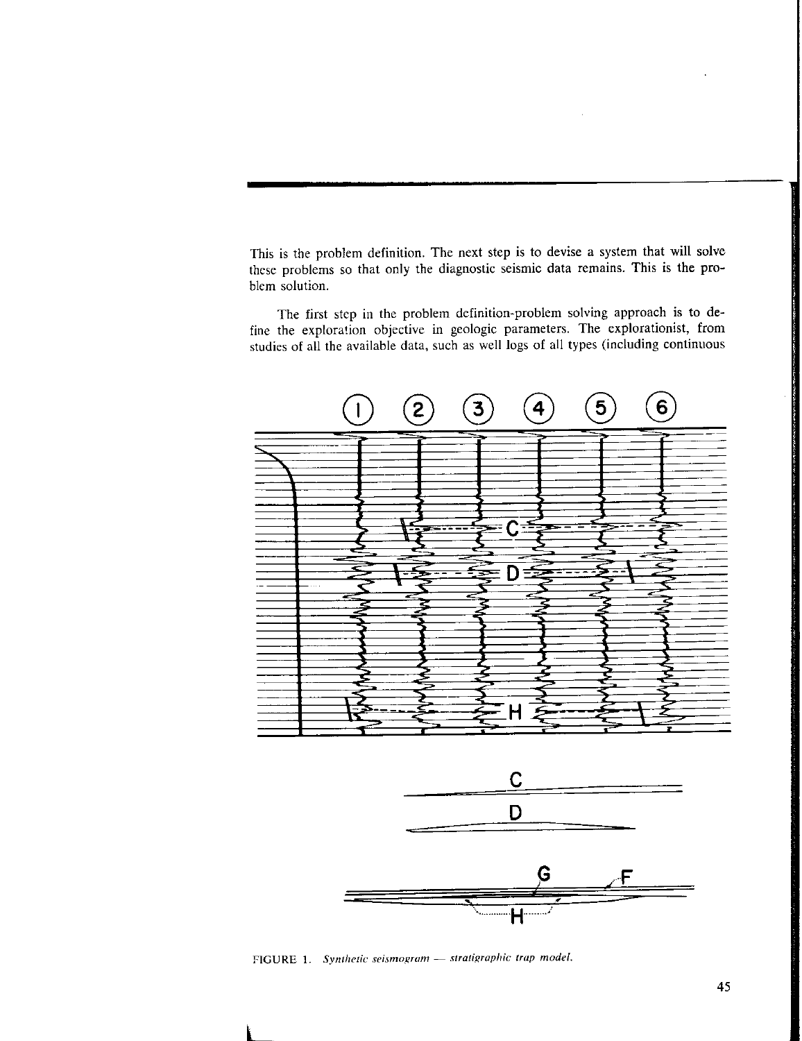This is the problem definition. The next step is to devise a system that will solve these problems so that only the diagnostic seismic data remains. This is the problem solution.

The first step in the problem definition-problem solving approach is to define the exploration objective in geologic parameters. The explorationist, from studies of all the available data, such as well logs of all types (including continuous

FIGURE 1. *Synthetic seismogram — stratigraphic trap model.*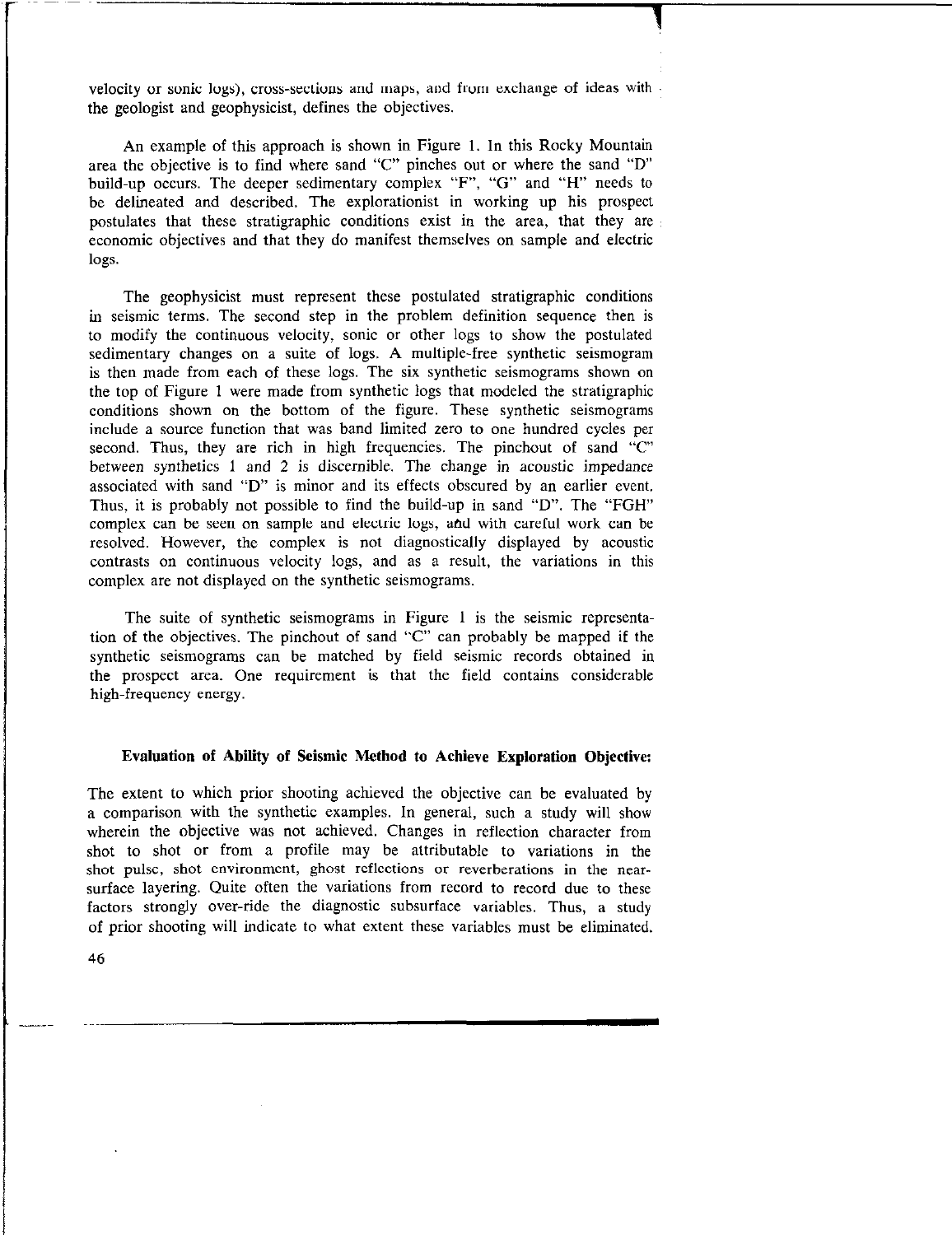velocity or sonic logs), cross-sections and maps, and from exchange of ideas with the geologist and geophysicist, defines the objectives.

An example of this approach is shown in Figure 1. In this Rocky Mountain area the objective is to find where sand "C" pinches out or where the sand "D" build-up occurs. The deeper sedimentary complex "F", "G" and "H" needs to be delineated and described. The explorationist in working up his prospect postulates that these stratigraphic conditions exist in the area, that they are economic objectives and that they do manifest themselves on sample and electric logs.

The geophysicist must represent these postulated stratigraphic conditions in seismic terms. The second step in the problem definition sequence then is to modify the continuous velocity, sonic or other logs to show the postulated sedimentary changes on a suite of logs. A multiple-free synthetic seismogram is then made from each of these logs. The six synthetic seismograms shown on the top of Figure 1 were made from synthetic logs that modeled the stratigraphic conditions shown on the bottom of the figure. These synthetic seismograms include a source function that was band limited zero to one hundred cycles per second. Thus, they are rich in high frequencies. The pinchout of sand "C" between synthetics 1 and 2 is discernible. The change in acoustic impedance associated with sand "D" is minor and its effects obscured by an earlier event. Thus, it is probably not possible to find the build-up in sand "D". The "FGH" complex can be seen on sample and electric logs, and with careful work can be resolved. However, the complex is not diagnostically displayed by acoustic contrasts on continuous velocity logs, and as a result, the variations in this complex are not displayed on the synthetic seismograms.

The suite of synthetic seismograms in Figure 1 is the seismic representation of the objectives. The pinchout of sand "C" can probably be mapped if the synthetic seismograms can be matched by field seismic records obtained in the prospect area. One requirement is that the field contains considerable high-frequency energy.

### Evaluation of Ability of Seismic Method to Achieve Exploration Objective:

The extent to which prior shooting achieved the objective can be evaluated by a comparison with the synthetic examples. In general, such a study will show wherein the objective was not achieved. Changes in reflection character from shot to shot or from a profile may be attributable to variations in the shot pulse, shot environment, ghost reflections or reverberations in the near-surface layering. Quite often the variations from record to record due to these factors strongly over-ride the diagnostic subsurface variables. Thus, a study of prior shooting will indicate to what extent these variables must be eliminated.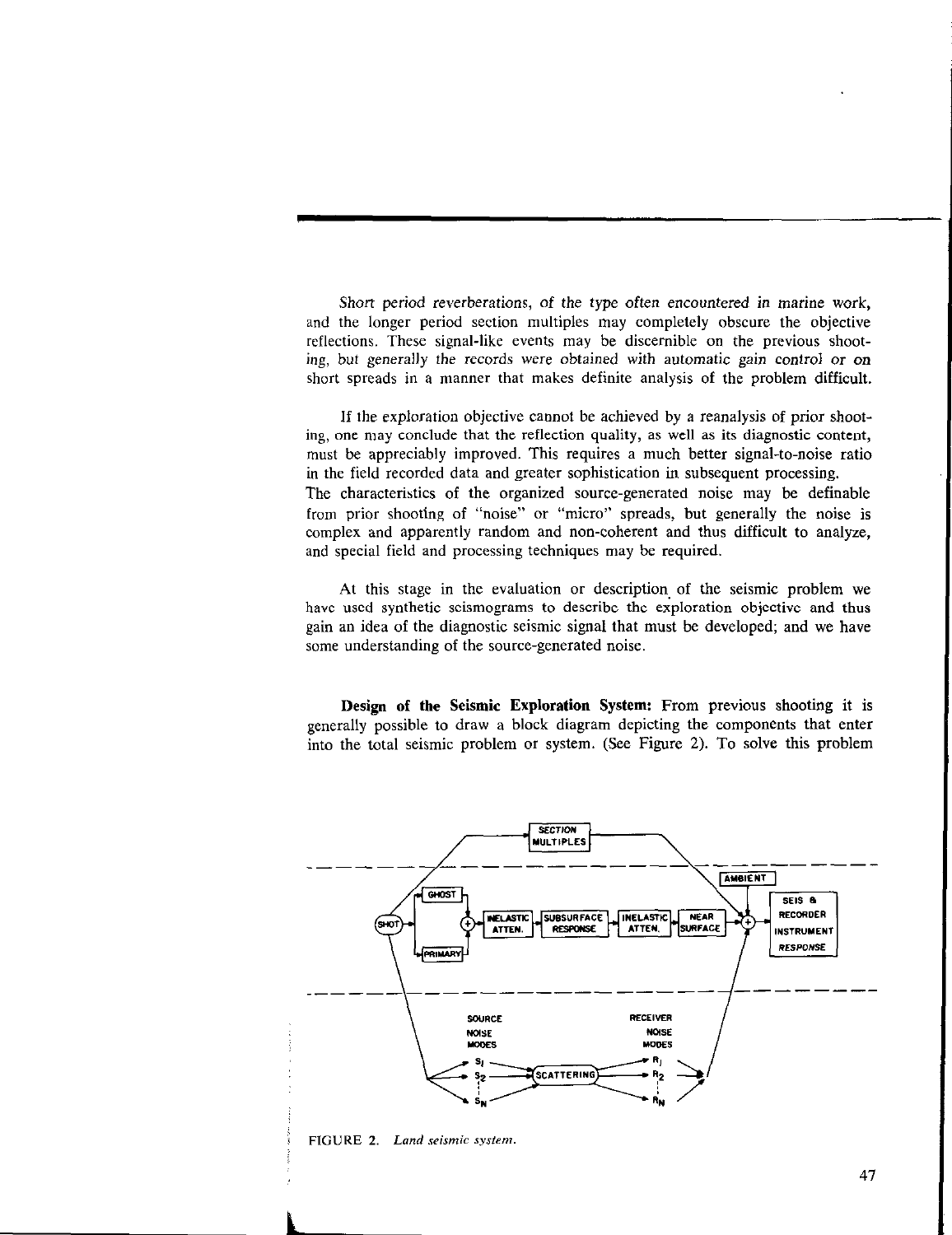*Short period reverberations, of the type often encountered in marine work,* and the longer period section multiples may completely obscure the objective reflections. These signal-like events may be discernible on the previous shooting, but generally the records were obtained with automatic gain control or on short spreads in a manner that makes definite analysis of the problem difficult.

If the exploration objective cannot be achieved by a reanalysis of prior shooting, one may conclude that the reflection quality, as well as its diagnostic content, must be appreciably improved. This requires a much better signal-to-noise ratio in the field recorded data and greater sophistication in subsequent processing. The characteristics of the organized source-generated noise may be definable from prior shooting of "noise" or "micro" spreads, but generally the noise is complex and apparently random and non-coherent and thus difficult to analyze, and special field and processing techniques may be required.

At this stage in the evaluation or description of the seismic problem we have used synthetic seismograms to describe the exploration objective and thus gain an idea of the diagnostic seismic signal that must be developed; and we have some understanding of the source-generated noise.

**Design of the Seismic Exploration System:** From previous shooting it is generally possible to draw a block diagram depicting the components that enter into the total seismic problem or system. (See Figure 2). To solve this problem

FIGURE 2. *Land seismic system.*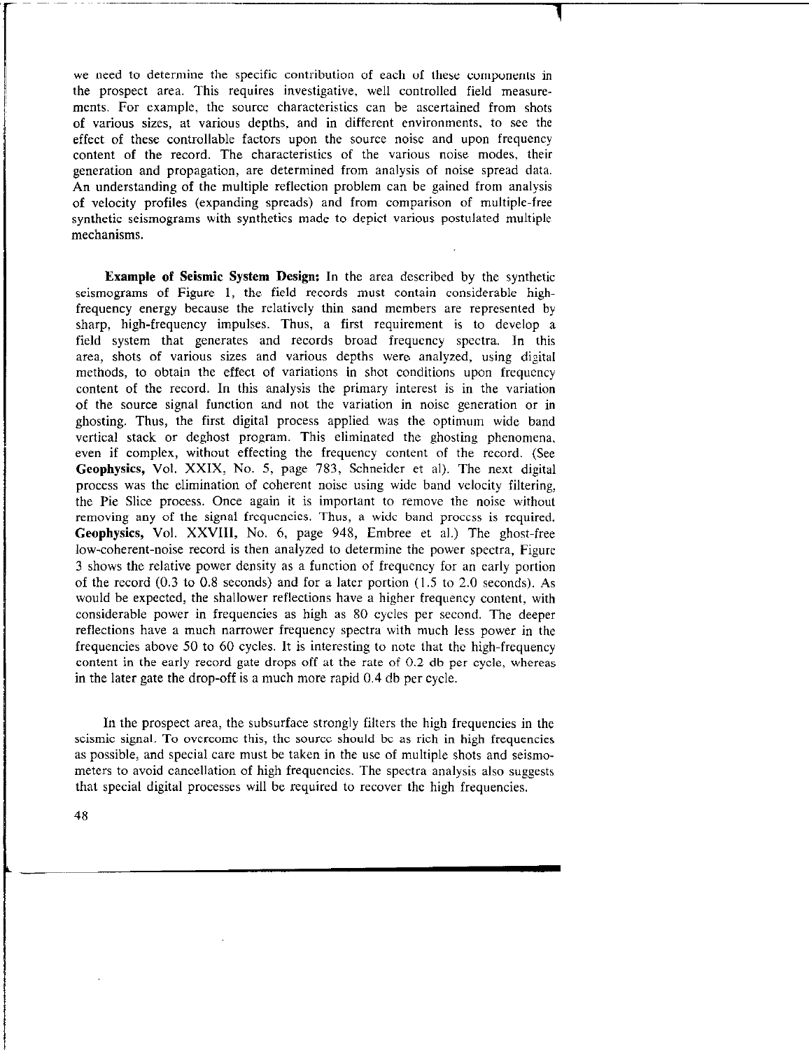we need to determine the specific contribution of each of these components in the prospect area. This requires investigative, well controlled field measurements. For example, the source characteristics can be ascertained from shots of various sizes, at various depths, and in different environments, to see the effect of these controllable factors upon the source noise and upon frequency content of the record. The characteristics of the various noise modes, their generation and propagation, are determined from analysis of noise spread data. An understanding of the multiple reflection problem can be gained from analysis of velocity profiles (expanding spreads) and from comparison of multiple-free synthetic seismograms with synthetics made to depict various postulated multiple mechanisms.

**Example of Seismic System Design:** In the area described by the synthetic seismograms of Figure 1, the field records must contain considerable high-frequency energy because the relatively thin sand members are represented by sharp, high-frequency impulses. Thus, a first requirement is to develop a field system that generates and records broad frequency spectra. In this area, shots of various sizes and various depths were analyzed, using digital methods, to obtain the effect of variations in shot conditions upon frequency content of the record. In this analysis the primary interest is in the variation of the source signal function and not the variation in noise generation or in ghosting. Thus, the first digital process applied was the optimum wide band vertical stack or deghost program. This eliminated the ghosting phenomena, even if complex, without effecting the frequency content of the record. (See **Geophysics,** Vol. XXIX, No. 5, page 783, Schneider et al). The next digital process was the elimination of coherent noise using wide band velocity filtering, the Pie Slice process. Once again it is important to remove the noise without removing any of the signal frequencies. Thus, a wide band process is required. **Geophysics,** Vol. XXVIII, No. 6, page 948, Embree et al.) The ghost-free low-coherent-noise record is then analyzed to determine the power spectra, Figure 3 shows the relative power density as a function of frequency for an early portion of the record (0.3 to 0.8 seconds) and for a later portion (1.5 to 2.0 seconds). As would be expected, the shallower reflections have a higher frequency content, with considerable power in frequencies as high as 80 cycles per second. The deeper reflections have a much narrower frequency spectra with much less power in the frequencies above 50 to 60 cycles. It is interesting to note that the high-frequency content in the early record gate drops off at the rate of 0.2 db per cycle, whereas in the later gate the drop-off is a much more rapid 0.4 db per cycle.

In the prospect area, the subsurface strongly filters the high frequencies in the seismic signal. To overcome this, the source should be as rich in high frequencies as possible, and special care must be taken in the use of multiple shots and seismometers to avoid cancellation of high frequencies. The spectra analysis also suggests that special digital processes will be required to recover the high frequencies.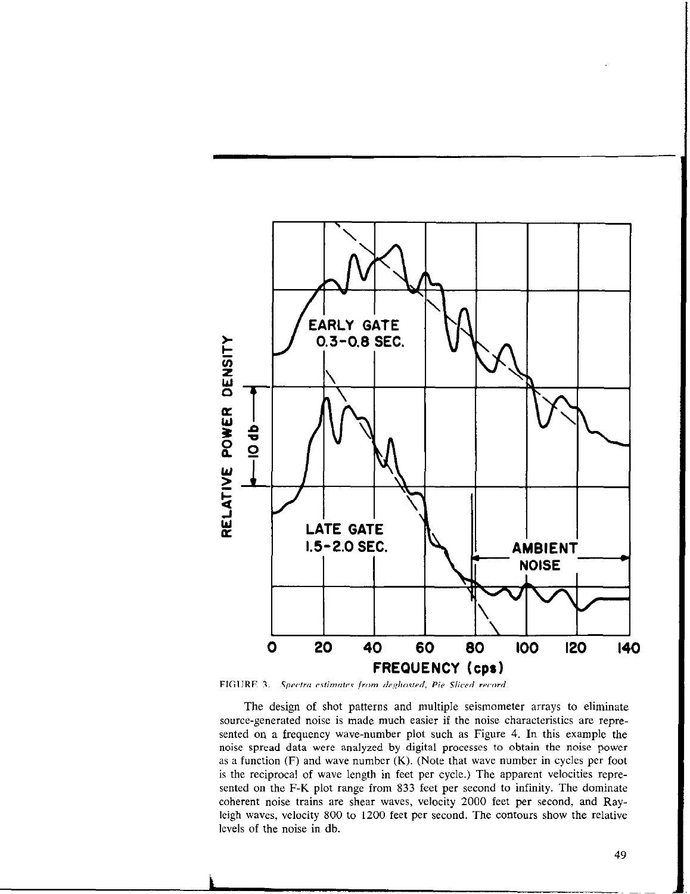FIGURE 3. *Spectra estimates from deghosted, Pie Sliced record.*

The design of shot patterns and multiple seismometer arrays to eliminate source-generated noise is made much easier if the noise characteristics are represented on a frequency wave-number plot such as Figure 4. In this example the noise spread data were analyzed by digital processes to obtain the noise power as a function (F) and wave number (K). (Note that wave number in cycles per foot is the reciprocal of wave length in feet per cycle.) The apparent velocities represented on the F-K plot range from 833 feet per second to infinity. The dominate coherent noise trains are shear waves, velocity 2000 feet per second, and Rayleigh waves, velocity 800 to 1200 feet per second. The contours show the relative levels of the noise in db.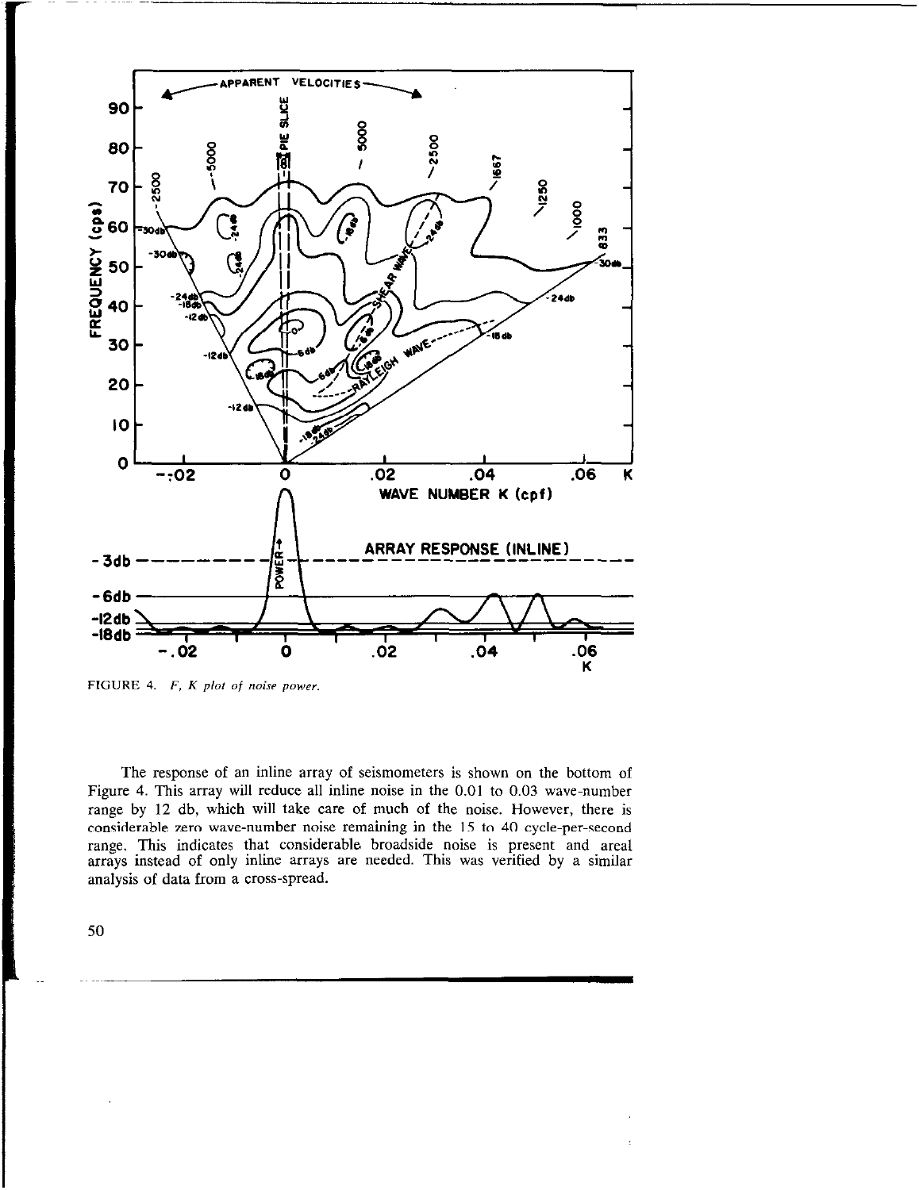FIGURE 4. *F, K plot of noise power.*

The response of an inline array of seismometers is shown on the bottom of Figure 4. This array will reduce all inline noise in the 0.01 to 0.03 wave-number range by 12 db, which will take care of much of the noise. However, there is considerable zero wave-number noise remaining in the 15 to 40 cycle-per-second range. This indicates that considerable broadside noise is present and areal arrays instead of only inline arrays are needed. This was verified by a similar analysis of data from a cross-spread.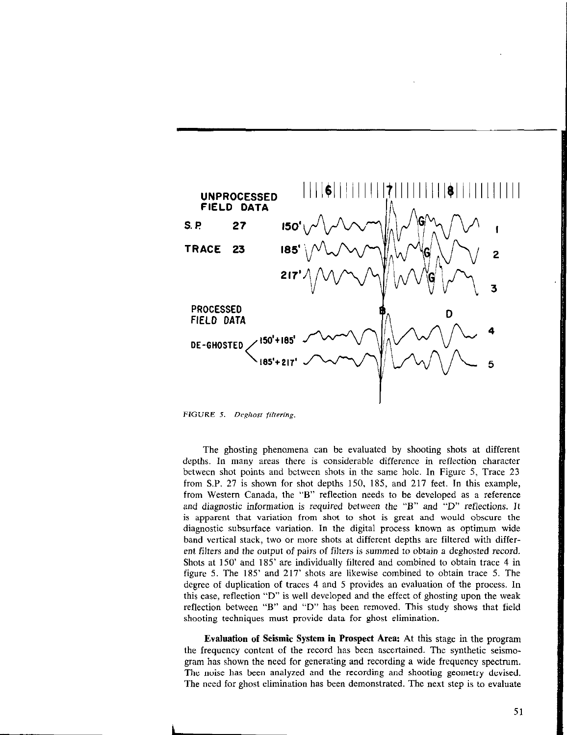FIGURE 5. *Deghost filtering.*

The ghosting phenomena can be evaluated by shooting shots at different depths. In many areas there is considerable difference in reflection character between shot points and between shots in the same hole. In Figure 5, Trace 23 from S.P. 27 is shown for shot depths 150, 185, and 217 feet. In this example, from Western Canada, the "B" reflection needs to be developed as a reference and diagnostic information is required between the "B" and "D" reflections. It is apparent that variation from shot to shot is great and would obscure the diagnostic subsurface variation. In the digital process known as optimum wide band vertical stack, two or more shots at different depths are filtered with different filters and the output of pairs of filters is summed to obtain a deghosted record. Shots at 150' and 185' are individually filtered and combined to obtain trace 4 in figure 5. The 185' and 217' shots are likewise combined to obtain trace 5. The degree of duplication of traces 4 and 5 provides an evaluation of the process. In this case, reflection "D" is well developed and the effect of ghosting upon the weak reflection between "B" and "D" has been removed. This study shows that field shooting techniques must provide data for ghost elimination.

**Evaluation of Seismic System in Prospect Area:** At this stage in the program the frequency content of the record has been ascertained. The synthetic seismogram has shown the need for generating and recording a wide frequency spectrum. The noise has been analyzed and the recording and shooting geometry devised. The need for ghost elimination has been demonstrated. The next step is to evaluate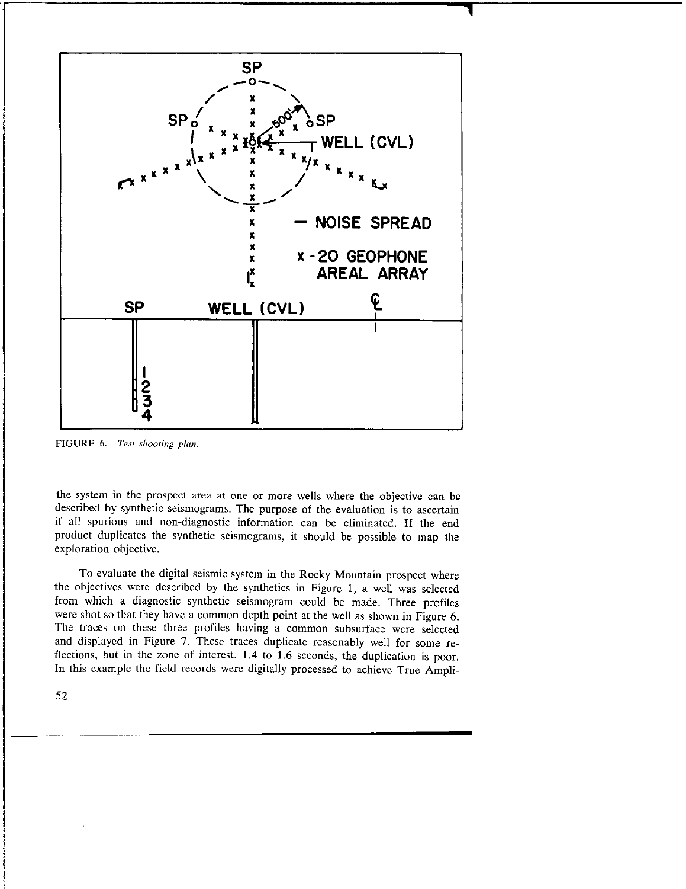FIGURE 6. *Test shooting plan.*

the system in the prospect area at one or more wells where the objective can be described by synthetic seismograms. The purpose of the evaluation is to ascertain if all spurious and non-diagnostic information can be eliminated. If the end product duplicates the synthetic seismograms, it should be possible to map the exploration objective.

To evaluate the digital seismic system in the Rocky Mountain prospect where the objectives were described by the synthetics in Figure 1, a well was selected from which a diagnostic synthetic seismogram could be made. Three profiles were shot so that they have a common depth point at the well as shown in Figure 6. The traces on these three profiles having a common subsurface were selected and displayed in Figure 7. These traces duplicate reasonably well for some reflections, but in the zone of interest, 1.4 to 1.6 seconds, the duplication is poor. In this example the field records were digitally processed to achieve True Ampli-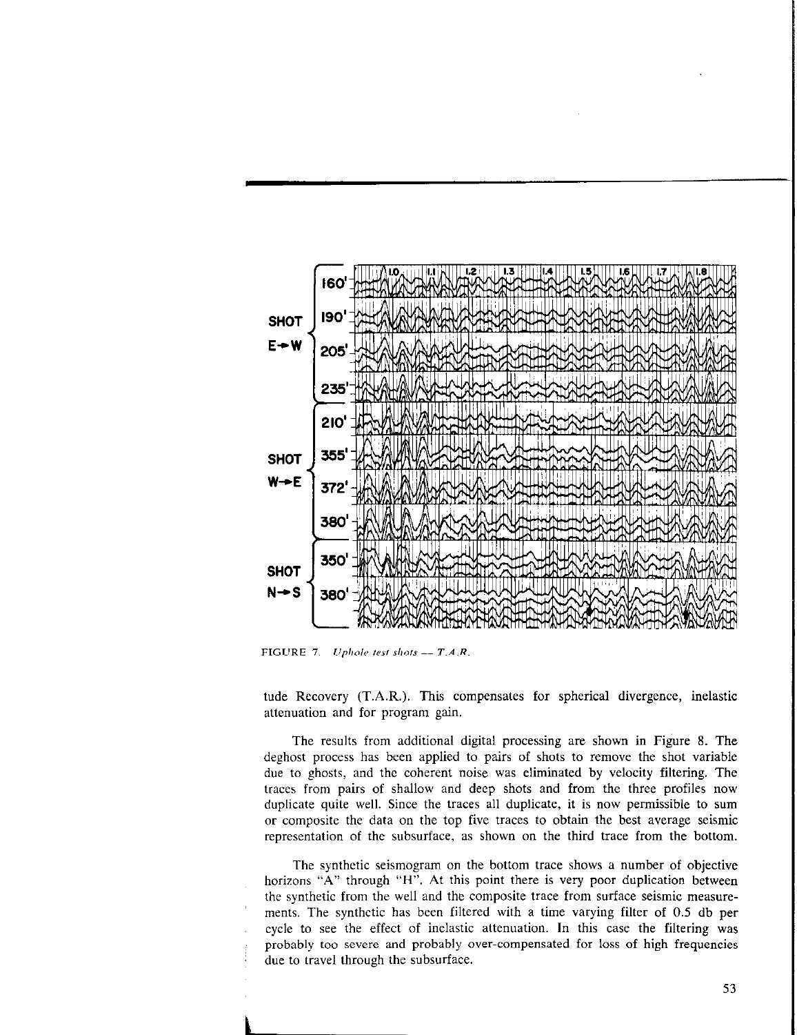FIGURE 7. *Uphole test shots — T.A.R.*

tude Recovery (T.A.R.). This compensates for spherical divergence, inelastic attenuation and for program gain.

The results from additional digital processing are shown in Figure 8. The deghost process has been applied to pairs of shots to remove the shot variable due to ghosts, and the coherent noise was eliminated by velocity filtering. The traces from pairs of shallow and deep shots and from the three profiles now duplicate quite well. Since the traces all duplicate, it is now permissible to sum or composite the data on the top five traces to obtain the best average seismic representation of the subsurface, as shown on the third trace from the bottom.

The synthetic seismogram on the bottom trace shows a number of objective horizons "A" through "H". At this point there is very poor duplication between the synthetic from the well and the composite trace from surface seismic measurements. The synthetic has been filtered with a time varying filter of 0.5 db per cycle to see the effect of inelastic attenuation. In this case the filtering was probably too severe and probably over-compensated for loss of high frequencies due to travel through the subsurface.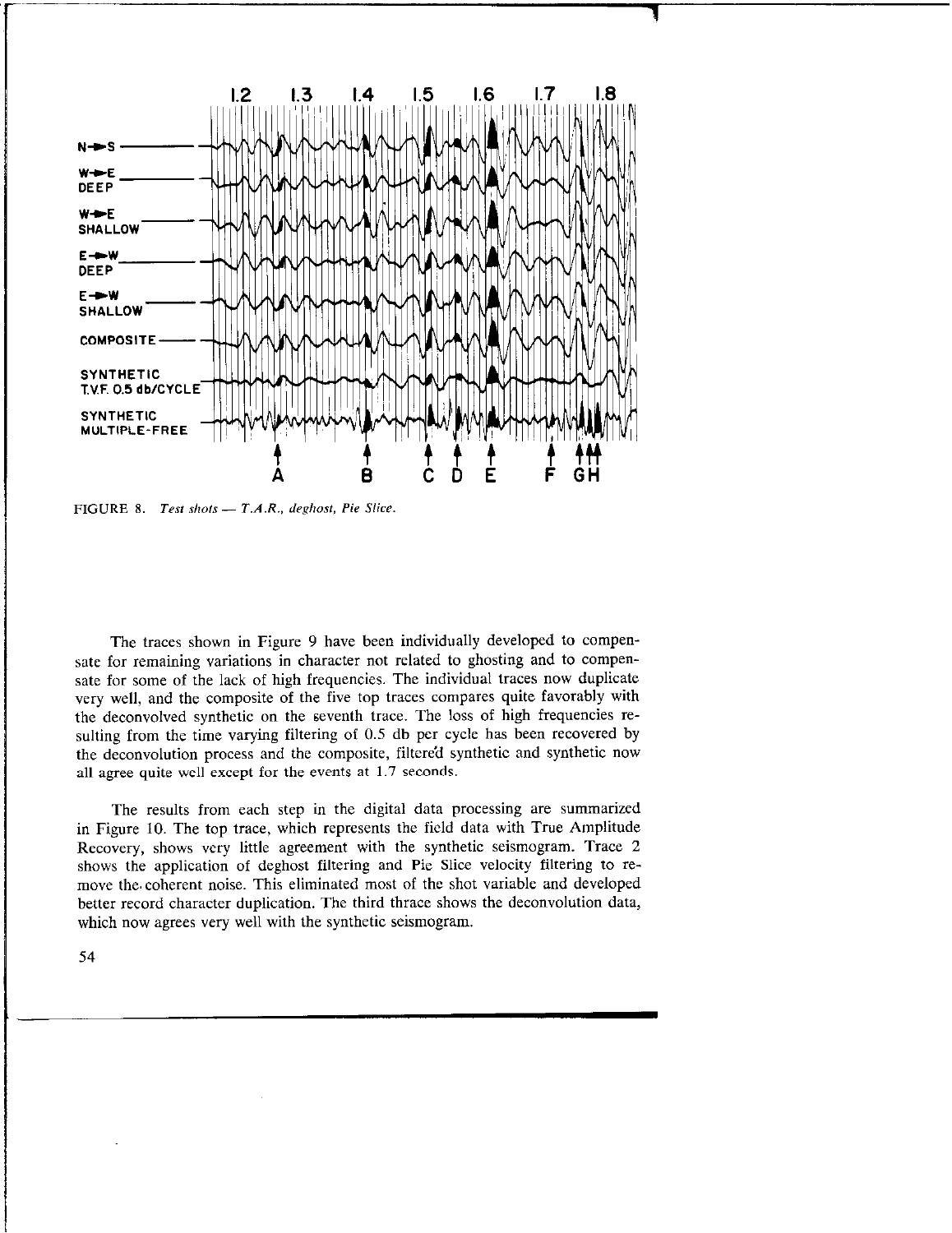FIGURE 8. *Test shots — T.A.R., deghost, Pie Slice.*

The traces shown in Figure 9 have been individually developed to compensate for remaining variations in character not related to ghosting and to compensate for some of the lack of high frequencies. The individual traces now duplicate very well, and the composite of the five top traces compares quite favorably with the deconvolved synthetic on the seventh trace. The loss of high frequencies resulting from the time varying filtering of 0.5 db per cycle has been recovered by the deconvolution process and the composite, filtered synthetic and synthetic now all agree quite well except for the events at 1.7 seconds.

The results from each step in the digital data processing are summarized in Figure 10. The top trace, which represents the field data with True Amplitude Recovery, shows very little agreement with the synthetic seismogram. Trace 2 shows the application of deghost filtering and Pie Slice velocity filtering to remove the coherent noise. This eliminated most of the shot variable and developed better record character duplication. The third thrace shows the deconvolution data, which now agrees very well with the synthetic seismogram.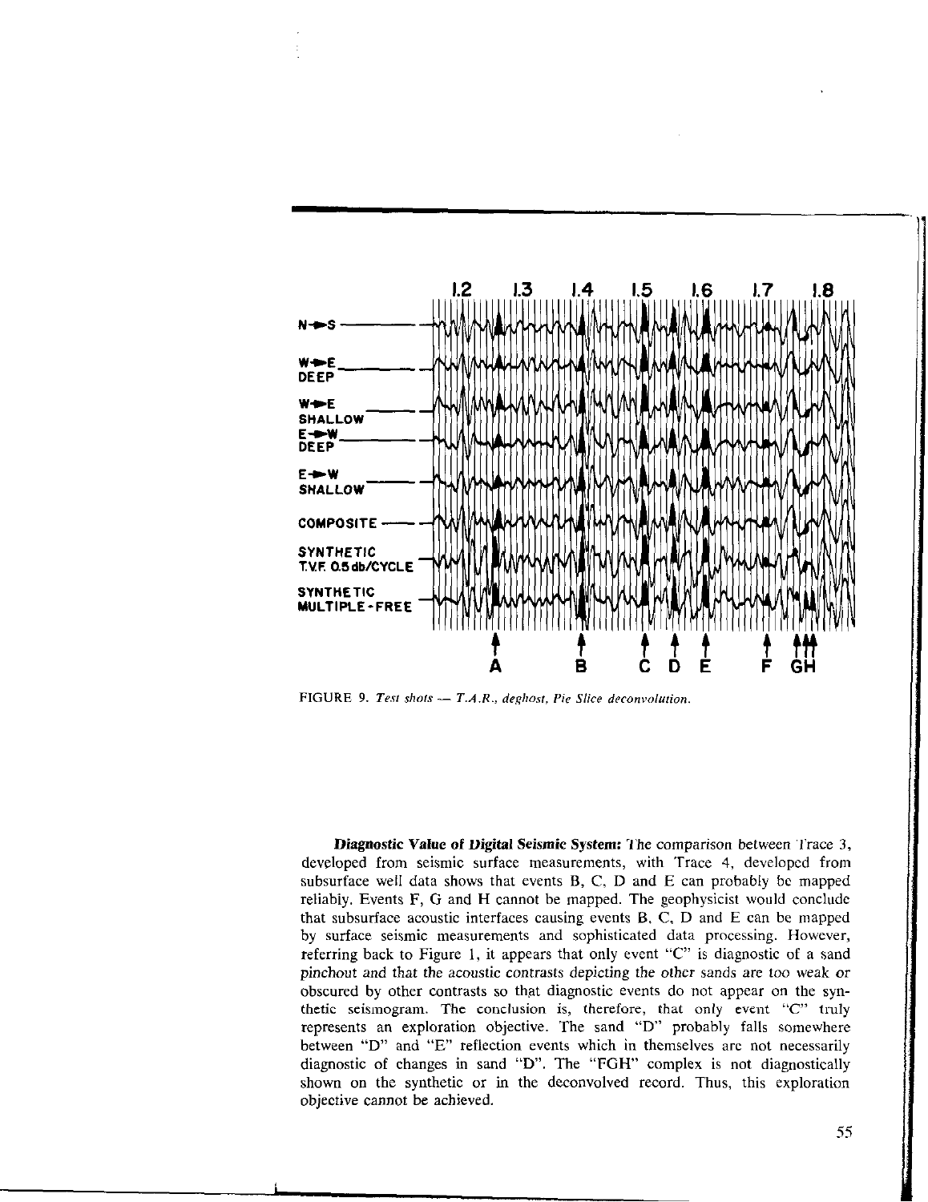FIGURE 9. *Test shots — T.A.R., deghost, Pie Slice deconvolution.*

**Diagnostic Value of Digital Seismic System:** The comparison between Trace 3, developed from seismic surface measurements, with Trace 4, developed from subsurface well data shows that events B, C, D and E can probably be mapped reliably. Events F, G and H cannot be mapped. The geophysicist would conclude that subsurface acoustic interfaces causing events B, C, D and E can be mapped by surface seismic measurements and sophisticated data processing. However, referring back to Figure 1, it appears that only event "C" is diagnostic of a sand pinchout and that the acoustic contrasts depicting the other sands are too weak or obscured by other contrasts so that diagnostic events do not appear on the synthetic seismogram. The conclusion is, therefore, that only event "C" truly represents an exploration objective. The sand "D" probably falls somewhere between "D" and "E" reflection events which in themselves are not necessarily diagnostic of changes in sand "D". The "FGH" complex is not diagnostically shown on the synthetic or in the deconvolved record. Thus, this exploration objective cannot be achieved.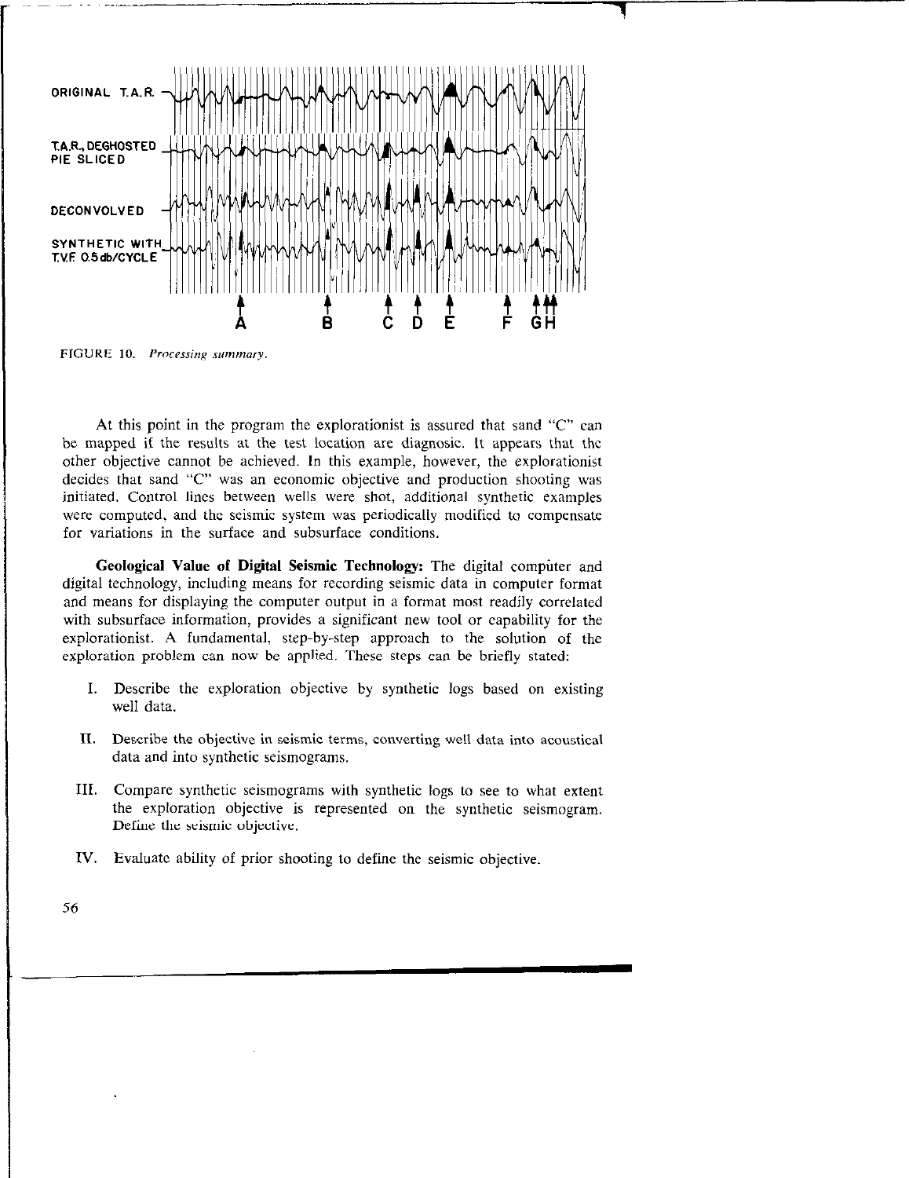FIGURE 10. *Processing summary.*

At this point in the program the explorationist is assured that sand "C" can be mapped if the results at the test location are diagnosic. It appears that the other objective cannot be achieved. In this example, however, the explorationist decides that sand "C" was an economic objective and production shooting was initiated. Control lines between wells were shot, additional synthetic examples were computed, and the seismic system was periodically modified to compensate for variations in the surface and subsurface conditions.

**Geological Value of Digital Seismic Technology:** The digital computer and digital technology, including means for recording seismic data in computer format and means for displaying the computer output in a format most readily correlated with subsurface information, provides a significant new tool or capability for the explorationist. A fundamental, step-by-step approach to the solution of the exploration problem can now be applied. These steps can be briefly stated:

I. Describe the exploration objective by synthetic logs based on existing well data.

II. Describe the objective in seismic terms, converting well data into acoustical data and into synthetic seismograms.

III. Compare synthetic seismograms with synthetic logs to see to what extent the exploration objective is represented on the synthetic seismogram. Define the seismic objective.

IV. Evaluate ability of prior shooting to define the seismic objective.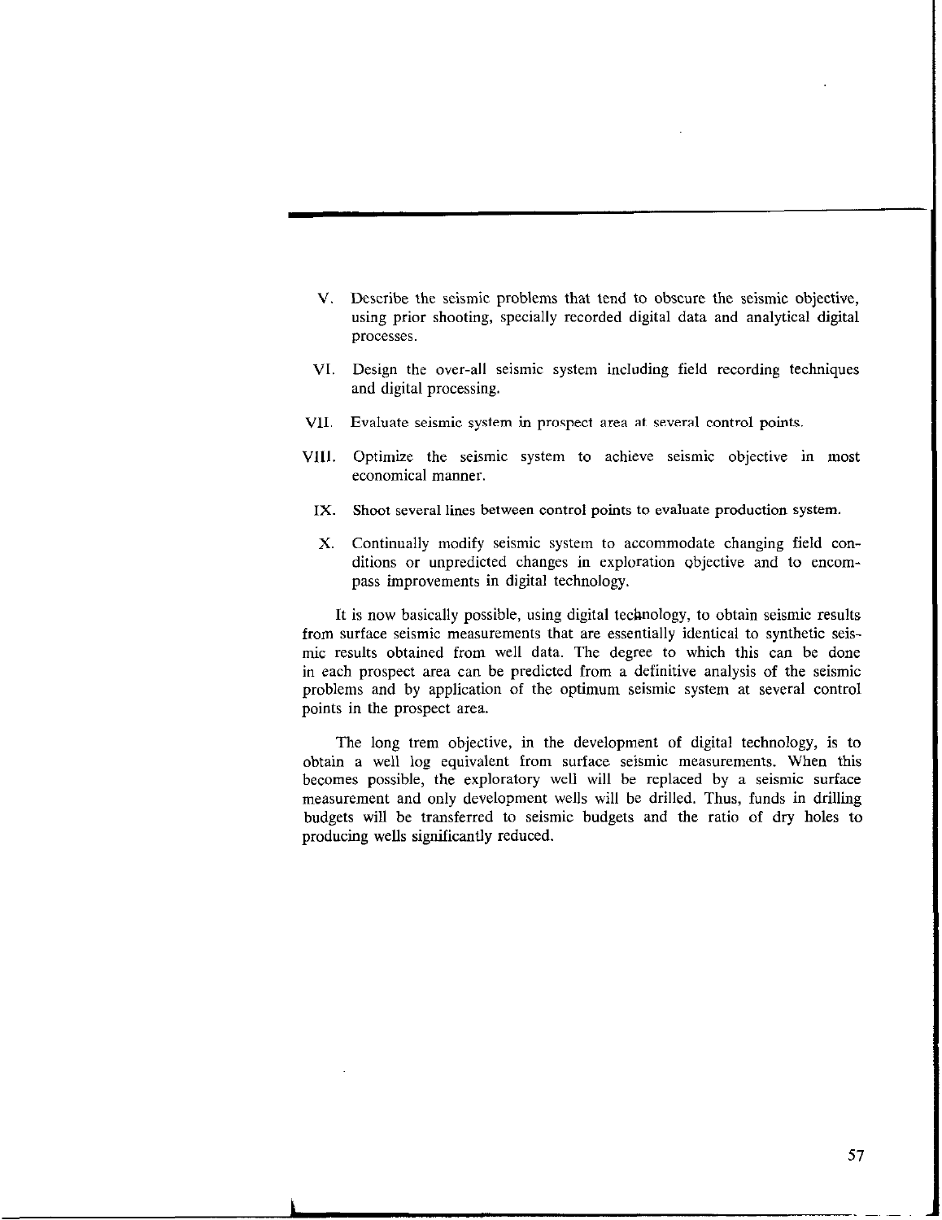V. Describe the seismic problems that tend to obscure the seismic objective, using prior shooting, specially recorded digital data and analytical digital processes.

VI. Design the over-all seismic system including field recording techniques and digital processing.

VII. Evaluate seismic system in prospect area at several control points.

VIII. Optimize the seismic system to achieve seismic objective in most economical manner.

IX. Shoot several lines between control points to evaluate production system.

X. Continually modify seismic system to accommodate changing field conditions or unpredicted changes in exploration objective and to encompass improvements in digital technology.

It is now basically possible, using digital technology, to obtain seismic results from surface seismic measurements that are essentially identical to synthetic seismic results obtained from well data. The degree to which this can be done in each prospect area can be predicted from a definitive analysis of the seismic problems and by application of the optimum seismic system at several control points in the prospect area.

The long trem objective, in the development of digital technology, is to obtain a well log equivalent from surface seismic measurements. When this becomes possible, the exploratory well will be replaced by a seismic surface measurement and only development wells will be drilled. Thus, funds in drilling budgets will be transferred to seismic budgets and the ratio of dry holes to producing wells significantly reduced.